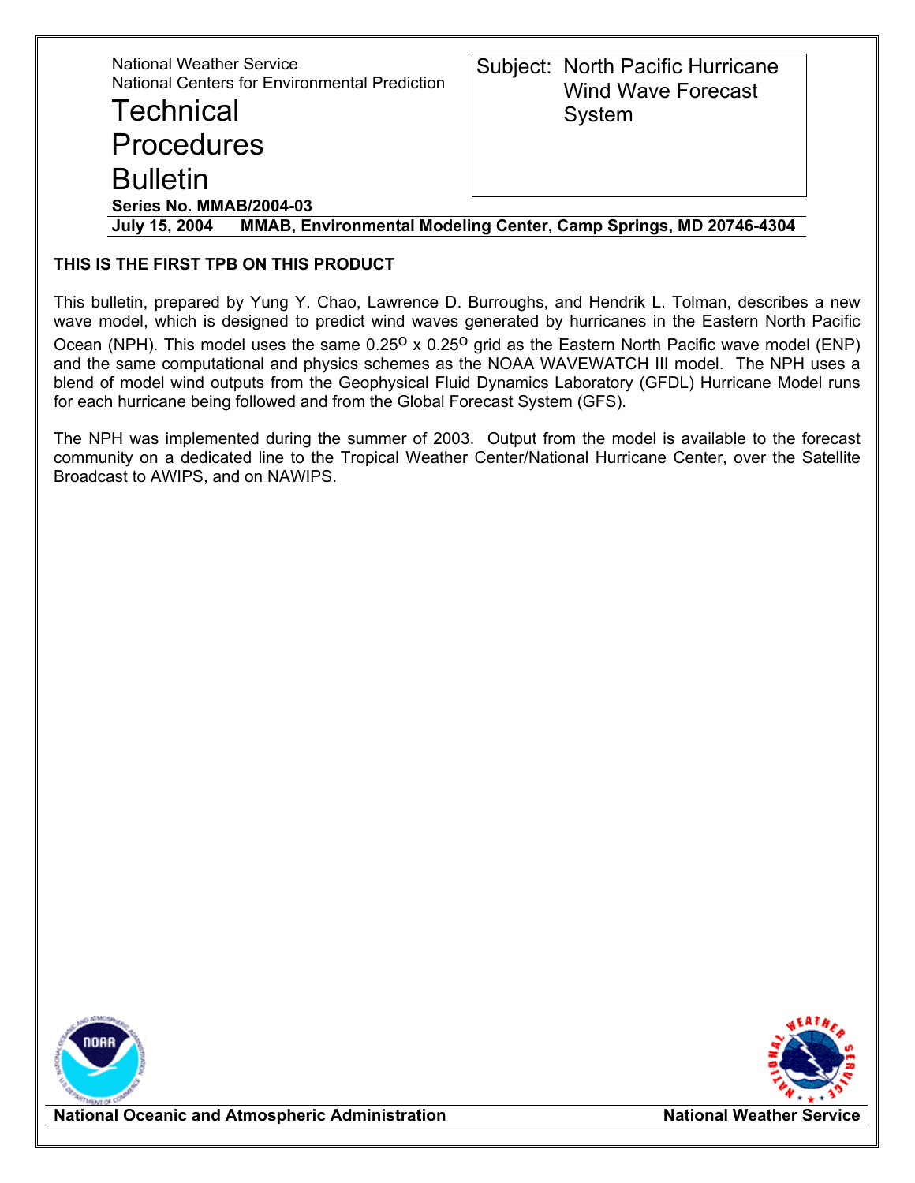National Weather Service
National Centers for Environmental Prediction

# Technical Procedures Bulletin

**Series No. MMAB/2004-03**

**July 15, 2004 MMAB, Environmental Modeling Center, Camp Springs, MD 20746-4304**

Subject: North Pacific Hurricane Wind Wave Forecast System

**THIS IS THE FIRST TPB ON THIS PRODUCT**

This bulletin, prepared by Yung Y. Chao, Lawrence D. Burroughs, and Hendrik L. Tolman, describes a new wave model, which is designed to predict wind waves generated by hurricanes in the Eastern North Pacific Ocean (NPH). This model uses the same $0.25^{o}$ x $0.25^{o}$ grid as the Eastern North Pacific wave model (ENP) and the same computational and physics schemes as the NOAA WAVEWATCH III model. The NPH uses a blend of model wind outputs from the Geophysical Fluid Dynamics Laboratory (GFDL) Hurricane Model runs for each hurricane being followed and from the Global Forecast System (GFS).

The NPH was implemented during the summer of 2003. Output from the model is available to the forecast community on a dedicated line to the Tropical Weather Center/National Hurricane Center, over the Satellite Broadcast to AWIPS, and on NAWIPS.

**National Oceanic and Atmospheric Administration** **National Weather Service**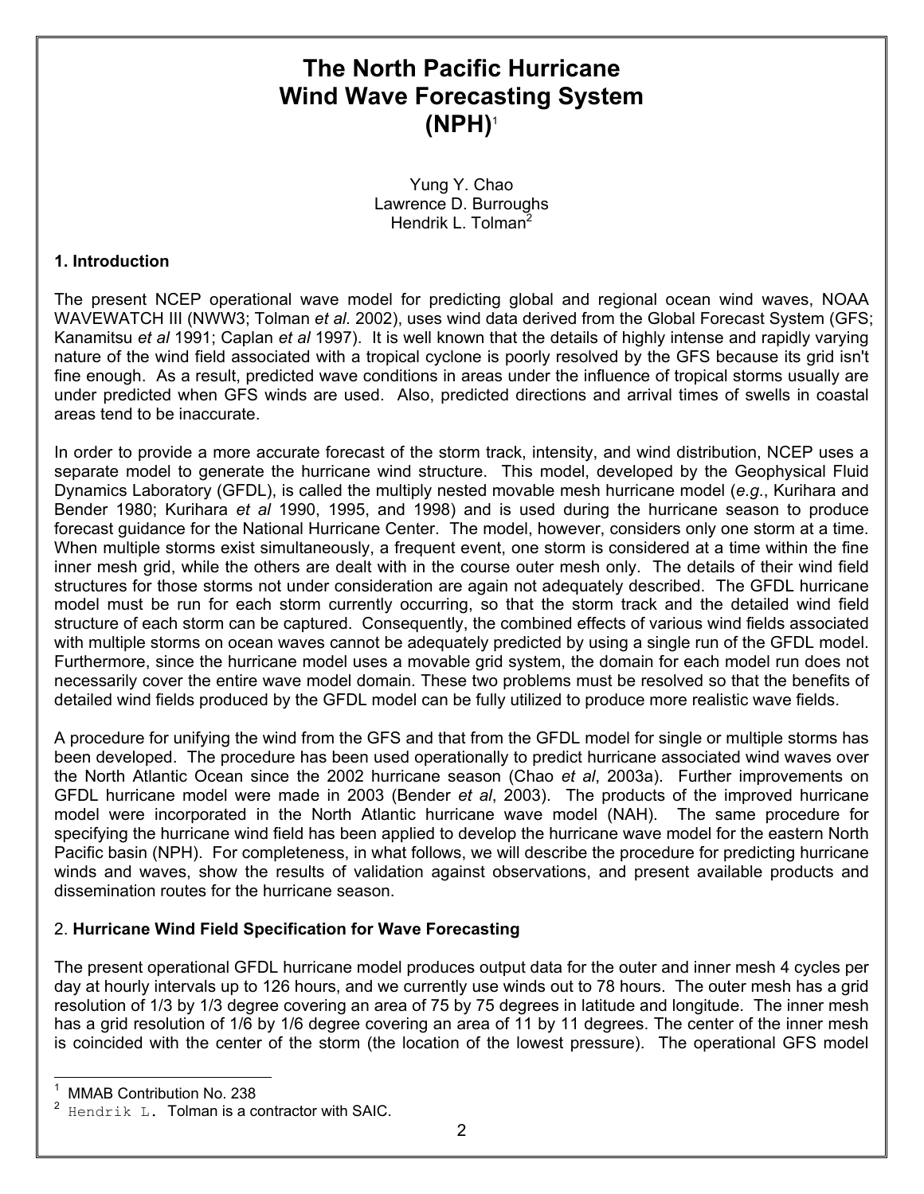# The North Pacific Hurricane Wind Wave Forecasting System (NPH)[1]

Yung Y. Chao
Lawrence D. Burroughs
Hendrik L. Tolman[2]

## 1. Introduction

The present NCEP operational wave model for predicting global and regional ocean wind waves, NOAA WAVEWATCH III (NWW3; Tolman *et al.* 2002), uses wind data derived from the Global Forecast System (GFS; Kanamitsu *et al* 1991; Caplan *et al* 1997). It is well known that the details of highly intense and rapidly varying nature of the wind field associated with a tropical cyclone is poorly resolved by the GFS because its grid isn't fine enough. As a result, predicted wave conditions in areas under the influence of tropical storms usually are under predicted when GFS winds are used. Also, predicted directions and arrival times of swells in coastal areas tend to be inaccurate.

In order to provide a more accurate forecast of the storm track, intensity, and wind distribution, NCEP uses a separate model to generate the hurricane wind structure. This model, developed by the Geophysical Fluid Dynamics Laboratory (GFDL), is called the multiply nested movable mesh hurricane model (*e.g*., Kurihara and Bender 1980; Kurihara *et al* 1990, 1995, and 1998) and is used during the hurricane season to produce forecast guidance for the National Hurricane Center. The model, however, considers only one storm at a time. When multiple storms exist simultaneously, a frequent event, one storm is considered at a time within the fine inner mesh grid, while the others are dealt with in the course outer mesh only. The details of their wind field structures for those storms not under consideration are again not adequately described. The GFDL hurricane model must be run for each storm currently occurring, so that the storm track and the detailed wind field structure of each storm can be captured. Consequently, the combined effects of various wind fields associated with multiple storms on ocean waves cannot be adequately predicted by using a single run of the GFDL model. Furthermore, since the hurricane model uses a movable grid system, the domain for each model run does not necessarily cover the entire wave model domain. These two problems must be resolved so that the benefits of detailed wind fields produced by the GFDL model can be fully utilized to produce more realistic wave fields.

A procedure for unifying the wind from the GFS and that from the GFDL model for single or multiple storms has been developed. The procedure has been used operationally to predict hurricane associated wind waves over the North Atlantic Ocean since the 2002 hurricane season (Chao *et al*, 2003a). Further improvements on GFDL hurricane model were made in 2003 (Bender *et al*, 2003). The products of the improved hurricane model were incorporated in the North Atlantic hurricane wave model (NAH). The same procedure for specifying the hurricane wind field has been applied to develop the hurricane wave model for the eastern North Pacific basin (NPH). For completeness, in what follows, we will describe the procedure for predicting hurricane winds and waves, show the results of validation against observations, and present available products and dissemination routes for the hurricane season.

## 2. Hurricane Wind Field Specification for Wave Forecasting

The present operational GFDL hurricane model produces output data for the outer and inner mesh 4 cycles per day at hourly intervals up to 126 hours, and we currently use winds out to 78 hours. The outer mesh has a grid resolution of 1/3 by 1/3 degree covering an area of 75 by 75 degrees in latitude and longitude. The inner mesh has a grid resolution of 1/6 by 1/6 degree covering an area of 11 by 11 degrees. The center of the inner mesh is coincided with the center of the storm (the location of the lowest pressure). The operational GFS model

---

[1] MMAB Contribution No. 238

[2] Hendrik L. Tolman is a contractor with SAIC.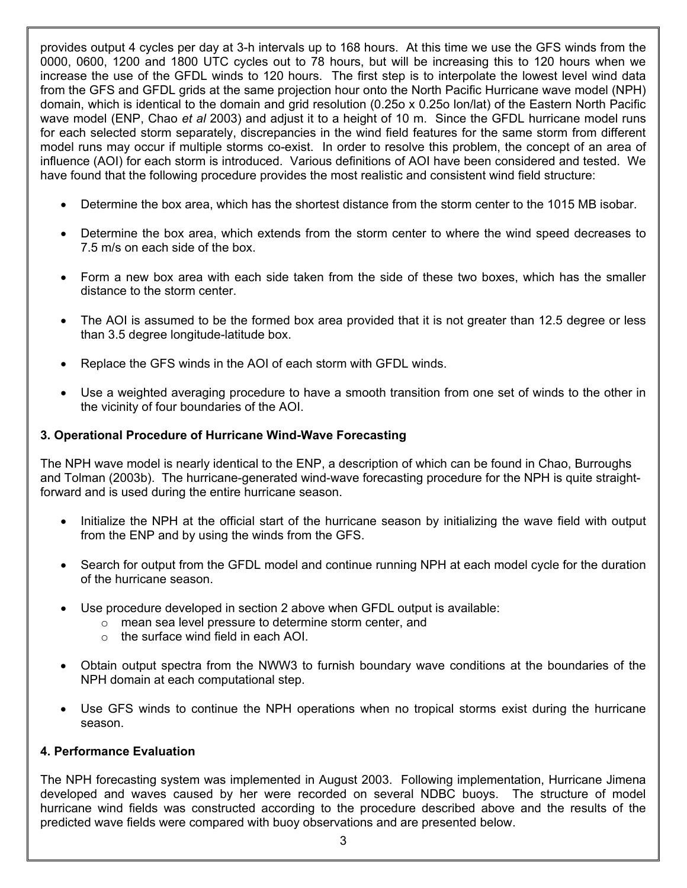provides output 4 cycles per day at 3-h intervals up to 168 hours. At this time we use the GFS winds from the 0000, 0600, 1200 and 1800 UTC cycles out to 78 hours, but will be increasing this to 120 hours when we increase the use of the GFDL winds to 120 hours. The first step is to interpolate the lowest level wind data from the GFS and GFDL grids at the same projection hour onto the North Pacific Hurricane wave model (NPH) domain, which is identical to the domain and grid resolution (0.25o x 0.25o lon/lat) of the Eastern North Pacific wave model (ENP, Chao *et al* 2003) and adjust it to a height of 10 m. Since the GFDL hurricane model runs for each selected storm separately, discrepancies in the wind field features for the same storm from different model runs may occur if multiple storms co-exist. In order to resolve this problem, the concept of an area of influence (AOI) for each storm is introduced. Various definitions of AOI have been considered and tested. We have found that the following procedure provides the most realistic and consistent wind field structure:

- Determine the box area, which has the shortest distance from the storm center to the 1015 MB isobar.
- Determine the box area, which extends from the storm center to where the wind speed decreases to 7.5 m/s on each side of the box.
- Form a new box area with each side taken from the side of these two boxes, which has the smaller distance to the storm center.
- The AOI is assumed to be the formed box area provided that it is not greater than 12.5 degree or less than 3.5 degree longitude-latitude box.
- Replace the GFS winds in the AOI of each storm with GFDL winds.
- Use a weighted averaging procedure to have a smooth transition from one set of winds to the other in the vicinity of four boundaries of the AOI.

### 3. Operational Procedure of Hurricane Wind-Wave Forecasting

The NPH wave model is nearly identical to the ENP, a description of which can be found in Chao, Burroughs and Tolman (2003b). The hurricane-generated wind-wave forecasting procedure for the NPH is quite straight-forward and is used during the entire hurricane season.

- Initialize the NPH at the official start of the hurricane season by initializing the wave field with output from the ENP and by using the winds from the GFS.
- Search for output from the GFDL model and continue running NPH at each model cycle for the duration of the hurricane season.
- Use procedure developed in section 2 above when GFDL output is available:
  - mean sea level pressure to determine storm center, and
  - the surface wind field in each AOI.
- Obtain output spectra from the NWW3 to furnish boundary wave conditions at the boundaries of the NPH domain at each computational step.
- Use GFS winds to continue the NPH operations when no tropical storms exist during the hurricane season.

### 4. Performance Evaluation

The NPH forecasting system was implemented in August 2003. Following implementation, Hurricane Jimena developed and waves caused by her were recorded on several NDBC buoys. The structure of model hurricane wind fields was constructed according to the procedure described above and the results of the predicted wave fields were compared with buoy observations and are presented below.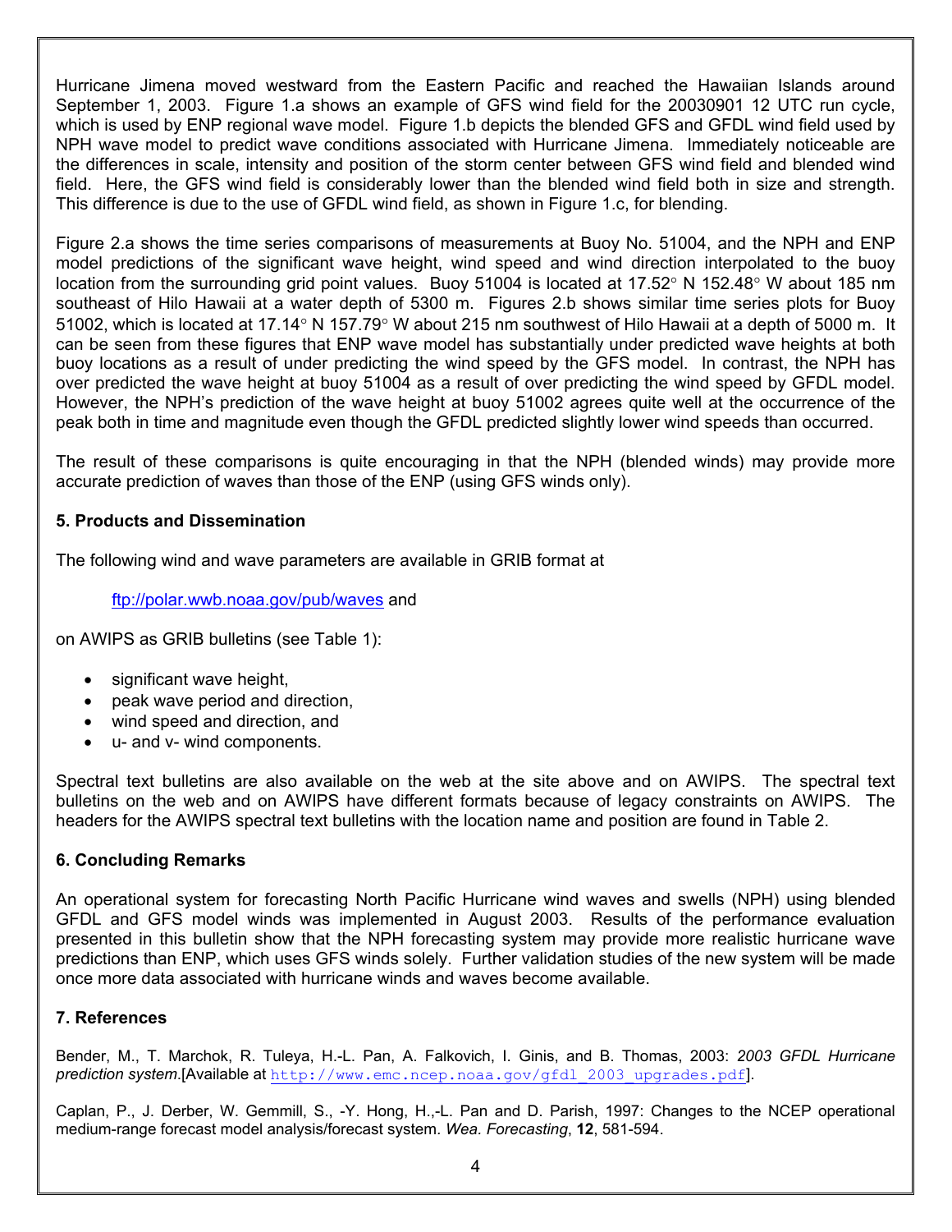Hurricane Jimena moved westward from the Eastern Pacific and reached the Hawaiian Islands around September 1, 2003. Figure 1.a shows an example of GFS wind field for the 20030901 12 UTC run cycle, which is used by ENP regional wave model. Figure 1.b depicts the blended GFS and GFDL wind field used by NPH wave model to predict wave conditions associated with Hurricane Jimena. Immediately noticeable are the differences in scale, intensity and position of the storm center between GFS wind field and blended wind field. Here, the GFS wind field is considerably lower than the blended wind field both in size and strength. This difference is due to the use of GFDL wind field, as shown in Figure 1.c, for blending.

Figure 2.a shows the time series comparisons of measurements at Buoy No. 51004, and the NPH and ENP model predictions of the significant wave height, wind speed and wind direction interpolated to the buoy location from the surrounding grid point values. Buoy 51004 is located at 17.52° N 152.48° W about 185 nm southeast of Hilo Hawaii at a water depth of 5300 m. Figures 2.b shows similar time series plots for Buoy 51002, which is located at 17.14° N 157.79° W about 215 nm southwest of Hilo Hawaii at a depth of 5000 m. It can be seen from these figures that ENP wave model has substantially under predicted wave heights at both buoy locations as a result of under predicting the wind speed by the GFS model. In contrast, the NPH has over predicted the wave height at buoy 51004 as a result of over predicting the wind speed by GFDL model. However, the NPH's prediction of the wave height at buoy 51002 agrees quite well at the occurrence of the peak both in time and magnitude even though the GFDL predicted slightly lower wind speeds than occurred.

The result of these comparisons is quite encouraging in that the NPH (blended winds) may provide more accurate prediction of waves than those of the ENP (using GFS winds only).

## 5. Products and Dissemination

The following wind and wave parameters are available in GRIB format at

ftp://polar.wwb.noaa.gov/pub/waves and

on AWIPS as GRIB bulletins (see Table 1):

- significant wave height,
- peak wave period and direction,
- wind speed and direction, and
- u- and v- wind components.

Spectral text bulletins are also available on the web at the site above and on AWIPS. The spectral text bulletins on the web and on AWIPS have different formats because of legacy constraints on AWIPS. The headers for the AWIPS spectral text bulletins with the location name and position are found in Table 2.

## 6. Concluding Remarks

An operational system for forecasting North Pacific Hurricane wind waves and swells (NPH) using blended GFDL and GFS model winds was implemented in August 2003. Results of the performance evaluation presented in this bulletin show that the NPH forecasting system may provide more realistic hurricane wave predictions than ENP, which uses GFS winds solely. Further validation studies of the new system will be made once more data associated with hurricane winds and waves become available.

## 7. References

Bender, M., T. Marchok, R. Tuleya, H.-L. Pan, A. Falkovich, I. Ginis, and B. Thomas, 2003: *2003 GFDL Hurricane prediction system*.[Available at http://www.emc.ncep.noaa.gov/gfdl_2003_upgrades.pdf].

Caplan, P., J. Derber, W. Gemmill, S., -Y. Hong, H.,-L. Pan and D. Parish, 1997: Changes to the NCEP operational medium-range forecast model analysis/forecast system. *Wea. Forecasting*, **12**, 581-594.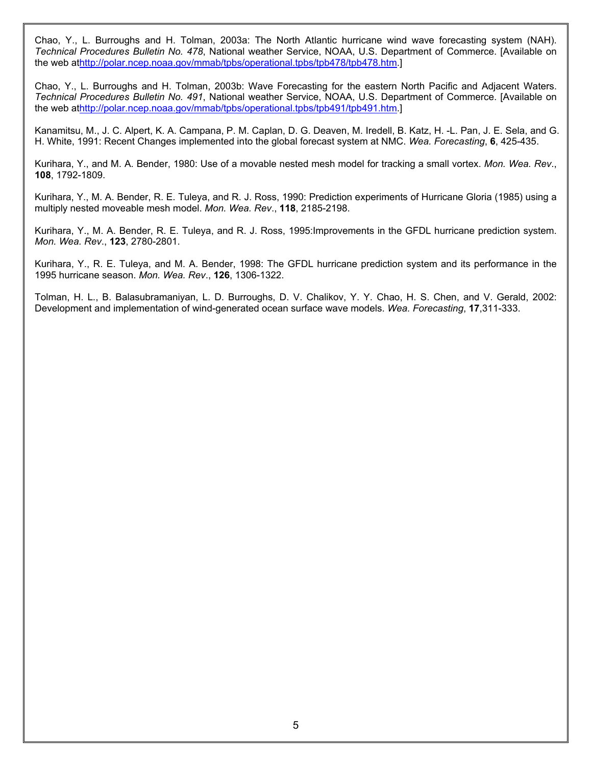Chao, Y., L. Burroughs and H. Tolman, 2003a: The North Atlantic hurricane wind wave forecasting system (NAH). *Technical Procedures Bulletin No. 478*, National weather Service, NOAA, U.S. Department of Commerce. [Available on the web athttp://polar.ncep.noaa.gov/mmab/tpbs/operational.tpbs/tpb478/tpb478.htm.]

Chao, Y., L. Burroughs and H. Tolman, 2003b: Wave Forecasting for the eastern North Pacific and Adjacent Waters. *Technical Procedures Bulletin No. 491*, National weather Service, NOAA, U.S. Department of Commerce. [Available on the web athttp://polar.ncep.noaa.gov/mmab/tpbs/operational.tpbs/tpb491/tpb491.htm.]

Kanamitsu, M., J. C. Alpert, K. A. Campana, P. M. Caplan, D. G. Deaven, M. Iredell, B. Katz, H. -L. Pan, J. E. Sela, and G. H. White, 1991: Recent Changes implemented into the global forecast system at NMC. *Wea. Forecasting*, **6**, 425-435.

Kurihara, Y., and M. A. Bender, 1980: Use of a movable nested mesh model for tracking a small vortex. *Mon. Wea. Rev*., **108**, 1792-1809.

Kurihara, Y., M. A. Bender, R. E. Tuleya, and R. J. Ross, 1990: Prediction experiments of Hurricane Gloria (1985) using a multiply nested moveable mesh model. *Mon. Wea. Rev*., **118**, 2185-2198.

Kurihara, Y., M. A. Bender, R. E. Tuleya, and R. J. Ross, 1995:Improvements in the GFDL hurricane prediction system. *Mon. Wea. Rev*., **123**, 2780-2801.

Kurihara, Y., R. E. Tuleya, and M. A. Bender, 1998: The GFDL hurricane prediction system and its performance in the 1995 hurricane season. *Mon. Wea. Rev*., **126**, 1306-1322.

Tolman, H. L., B. Balasubramaniyan, L. D. Burroughs, D. V. Chalikov, Y. Y. Chao, H. S. Chen, and V. Gerald, 2002: Development and implementation of wind-generated ocean surface wave models. *Wea. Forecasting*, **17**,311-333.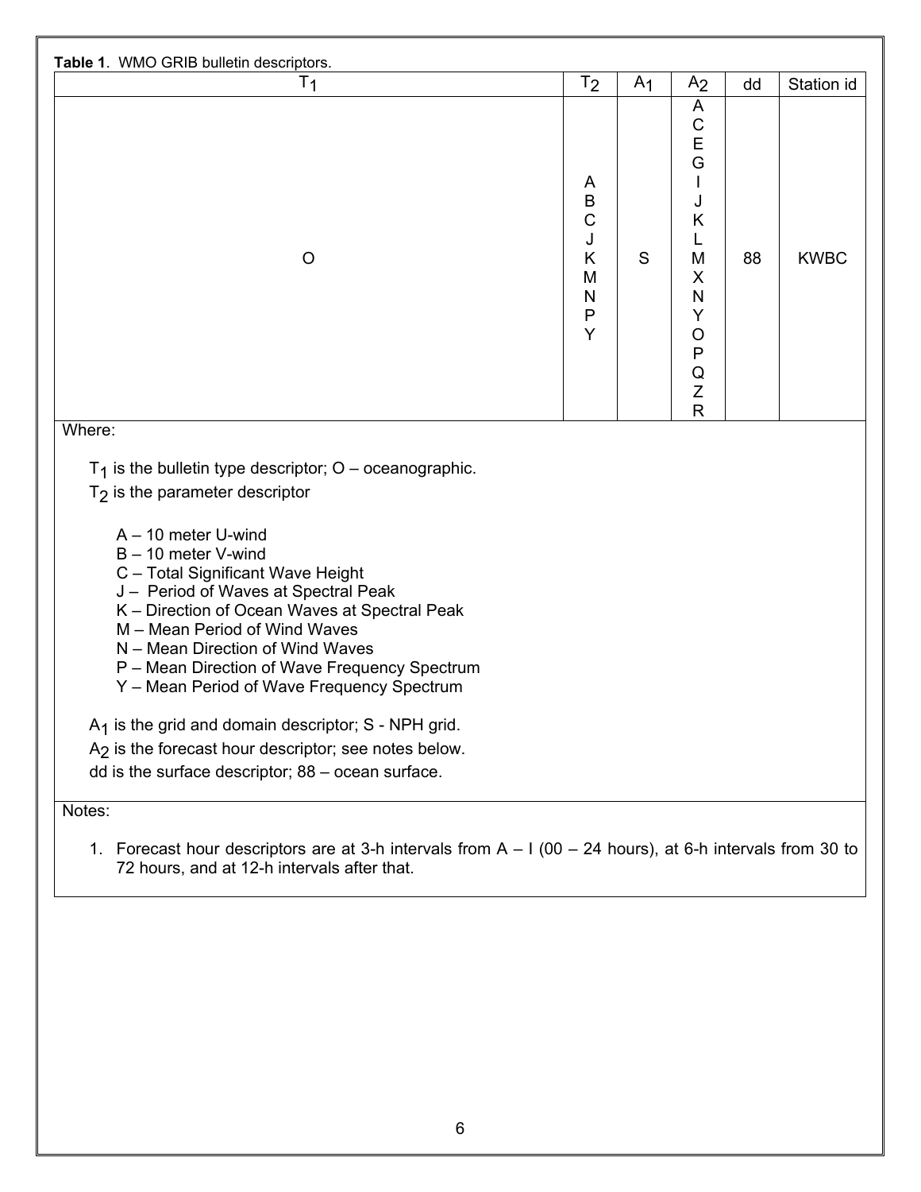**Table 1**. WMO GRIB bulletin descriptors.

| $T_1$ | $T_2$ | $A_1$ | $A_2$ | dd | Station id |
|---|---|---|---|---|---|
| O | A B C J K M N P Y | S | A C E G I J K L M X N Y O P Q Z R | 88 | KWBC |

Where:

$T_1$ is the bulletin type descriptor; O – oceanographic.

$T_2$ is the parameter descriptor

- A – 10 meter U-wind
- B – 10 meter V-wind
- C – Total Significant Wave Height
- J – Period of Waves at Spectral Peak
- K – Direction of Ocean Waves at Spectral Peak
- M – Mean Period of Wind Waves
- N – Mean Direction of Wind Waves
- P – Mean Direction of Wave Frequency Spectrum
- Y – Mean Period of Wave Frequency Spectrum

$A_1$ is the grid and domain descriptor; S - NPH grid.

$A_2$ is the forecast hour descriptor; see notes below.

dd is the surface descriptor; 88 – ocean surface.

Notes:

1. Forecast hour descriptors are at 3-h intervals from A – I (00 – 24 hours), at 6-h intervals from 30 to 72 hours, and at 12-h intervals after that.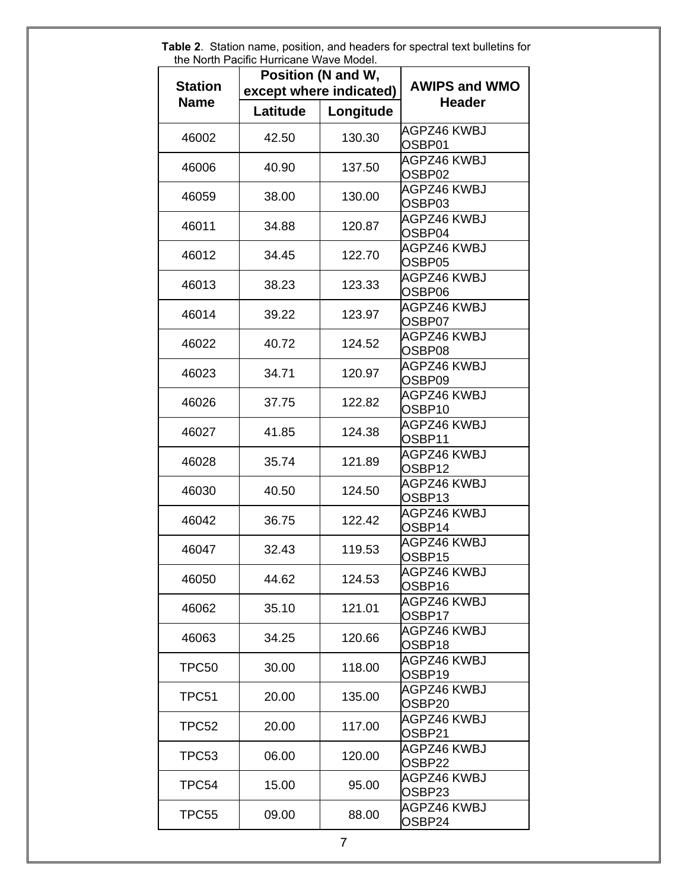**Table 2**. Station name, position, and headers for spectral text bulletins for the North Pacific Hurricane Wave Model.

| Station Name | Position (N and W, except where indicated) | | AWIPS and WMO Header |
|---|---|---|---|
| | Latitude | Longitude | |
| 46002 | 42.50 | 130.30 | AGPZ46 KWBJ OSBP01 |
| 46006 | 40.90 | 137.50 | AGPZ46 KWBJ OSBP02 |
| 46059 | 38.00 | 130.00 | AGPZ46 KWBJ OSBP03 |
| 46011 | 34.88 | 120.87 | AGPZ46 KWBJ OSBP04 |
| 46012 | 34.45 | 122.70 | AGPZ46 KWBJ OSBP05 |
| 46013 | 38.23 | 123.33 | AGPZ46 KWBJ OSBP06 |
| 46014 | 39.22 | 123.97 | AGPZ46 KWBJ OSBP07 |
| 46022 | 40.72 | 124.52 | AGPZ46 KWBJ OSBP08 |
| 46023 | 34.71 | 120.97 | AGPZ46 KWBJ OSBP09 |
| 46026 | 37.75 | 122.82 | AGPZ46 KWBJ OSBP10 |
| 46027 | 41.85 | 124.38 | AGPZ46 KWBJ OSBP11 |
| 46028 | 35.74 | 121.89 | AGPZ46 KWBJ OSBP12 |
| 46030 | 40.50 | 124.50 | AGPZ46 KWBJ OSBP13 |
| 46042 | 36.75 | 122.42 | AGPZ46 KWBJ OSBP14 |
| 46047 | 32.43 | 119.53 | AGPZ46 KWBJ OSBP15 |
| 46050 | 44.62 | 124.53 | AGPZ46 KWBJ OSBP16 |
| 46062 | 35.10 | 121.01 | AGPZ46 KWBJ OSBP17 |
| 46063 | 34.25 | 120.66 | AGPZ46 KWBJ OSBP18 |
| TPC50 | 30.00 | 118.00 | AGPZ46 KWBJ OSBP19 |
| TPC51 | 20.00 | 135.00 | AGPZ46 KWBJ OSBP20 |
| TPC52 | 20.00 | 117.00 | AGPZ46 KWBJ OSBP21 |
| TPC53 | 06.00 | 120.00 | AGPZ46 KWBJ OSBP22 |
| TPC54 | 15.00 | 95.00 | AGPZ46 KWBJ OSBP23 |
| TPC55 | 09.00 | 88.00 | AGPZ46 KWBJ OSBP24 |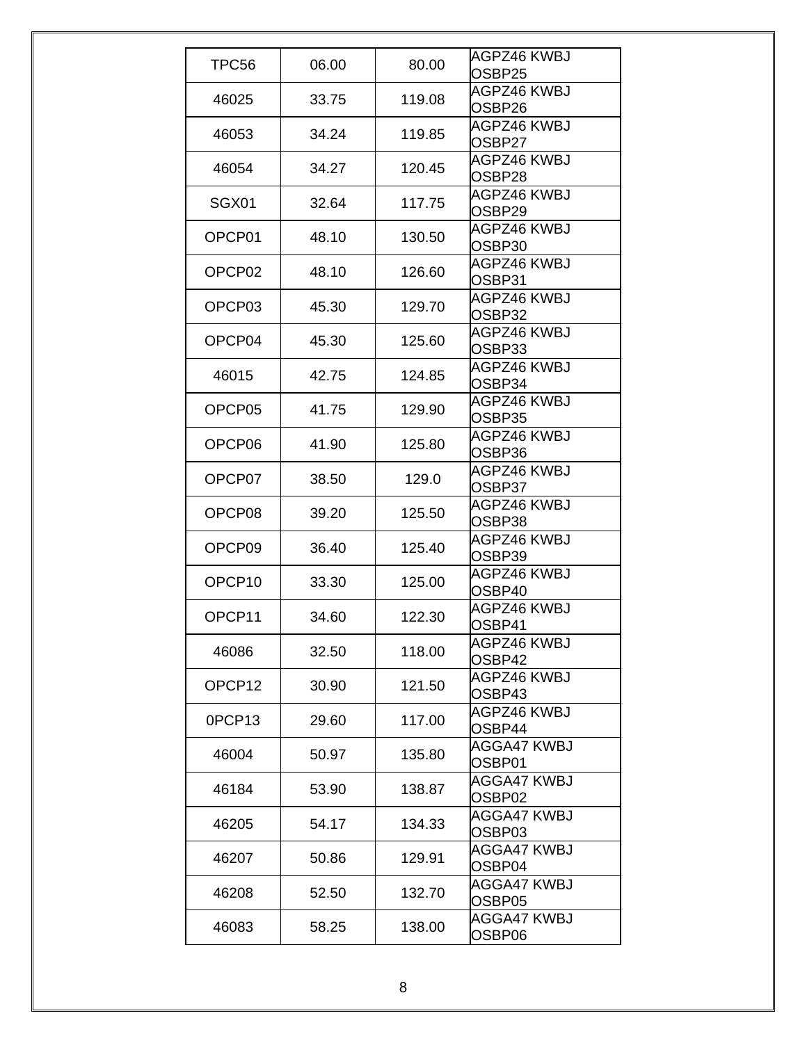| TPC56 | 06.00 | 80.00 | AGPZ46 KWBJ OSBP25 |
|---|---|---|---|
| 46025 | 33.75 | 119.08 | AGPZ46 KWBJ OSBP26 |
| 46053 | 34.24 | 119.85 | AGPZ46 KWBJ OSBP27 |
| 46054 | 34.27 | 120.45 | AGPZ46 KWBJ OSBP28 |
| SGX01 | 32.64 | 117.75 | AGPZ46 KWBJ OSBP29 |
| OPCP01 | 48.10 | 130.50 | AGPZ46 KWBJ OSBP30 |
| OPCP02 | 48.10 | 126.60 | AGPZ46 KWBJ OSBP31 |
| OPCP03 | 45.30 | 129.70 | AGPZ46 KWBJ OSBP32 |
| OPCP04 | 45.30 | 125.60 | AGPZ46 KWBJ OSBP33 |
| 46015 | 42.75 | 124.85 | AGPZ46 KWBJ OSBP34 |
| OPCP05 | 41.75 | 129.90 | AGPZ46 KWBJ OSBP35 |
| OPCP06 | 41.90 | 125.80 | AGPZ46 KWBJ OSBP36 |
| OPCP07 | 38.50 | 129.0 | AGPZ46 KWBJ OSBP37 |
| OPCP08 | 39.20 | 125.50 | AGPZ46 KWBJ OSBP38 |
| OPCP09 | 36.40 | 125.40 | AGPZ46 KWBJ OSBP39 |
| OPCP10 | 33.30 | 125.00 | AGPZ46 KWBJ OSBP40 |
| OPCP11 | 34.60 | 122.30 | AGPZ46 KWBJ OSBP41 |
| 46086 | 32.50 | 118.00 | AGPZ46 KWBJ OSBP42 |
| OPCP12 | 30.90 | 121.50 | AGPZ46 KWBJ OSBP43 |
| 0PCP13 | 29.60 | 117.00 | AGPZ46 KWBJ OSBP44 |
| 46004 | 50.97 | 135.80 | AGGA47 KWBJ OSBP01 |
| 46184 | 53.90 | 138.87 | AGGA47 KWBJ OSBP02 |
| 46205 | 54.17 | 134.33 | AGGA47 KWBJ OSBP03 |
| 46207 | 50.86 | 129.91 | AGGA47 KWBJ OSBP04 |
| 46208 | 52.50 | 132.70 | AGGA47 KWBJ OSBP05 |
| 46083 | 58.25 | 138.00 | AGGA47 KWBJ OSBP06 |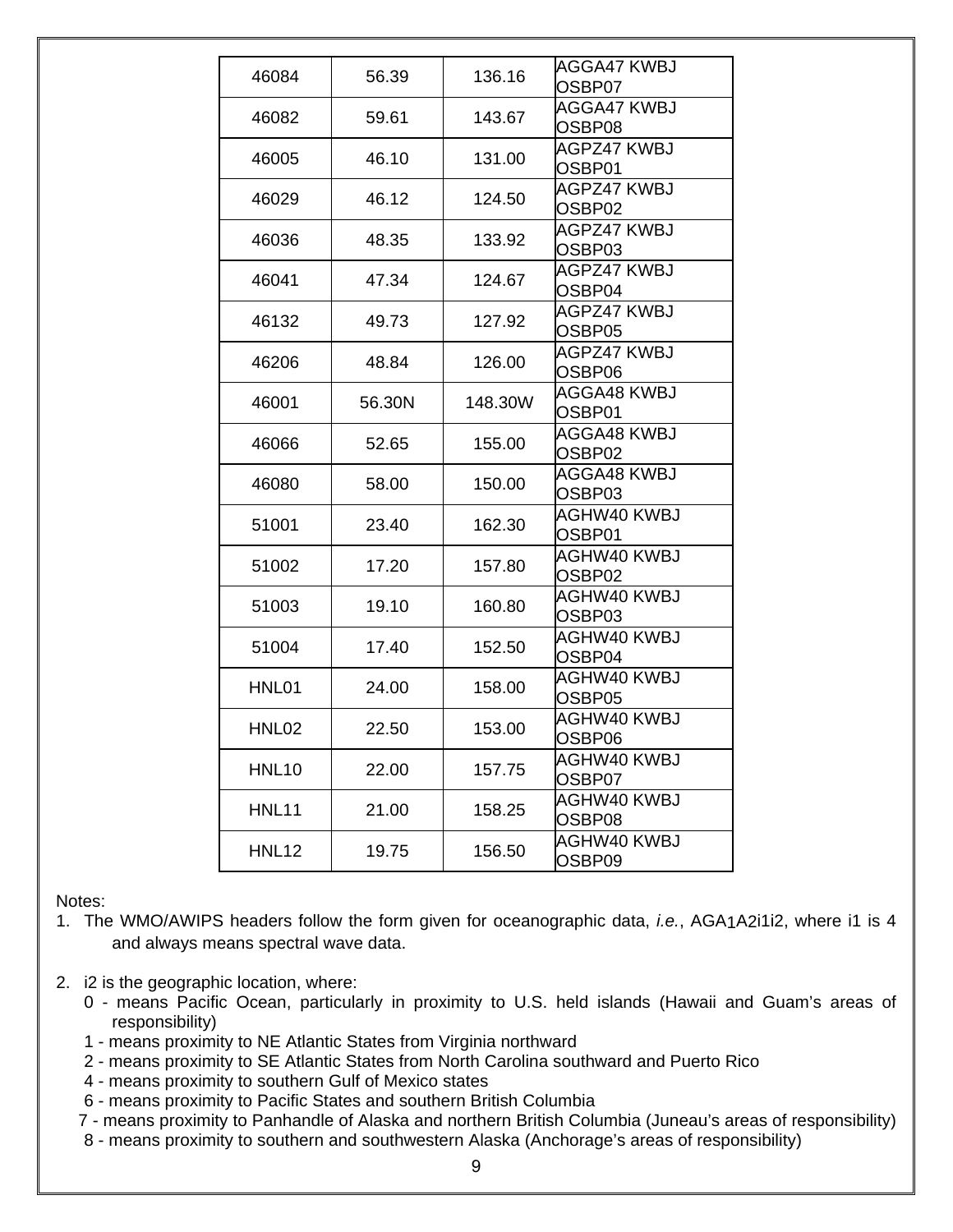| 46084 | 56.39 | 136.16 | AGGA47 KWBJ OSBP07 |
|---|---|---|---|
| 46082 | 59.61 | 143.67 | AGGA47 KWBJ OSBP08 |
| 46005 | 46.10 | 131.00 | AGPZ47 KWBJ OSBP01 |
| 46029 | 46.12 | 124.50 | AGPZ47 KWBJ OSBP02 |
| 46036 | 48.35 | 133.92 | AGPZ47 KWBJ OSBP03 |
| 46041 | 47.34 | 124.67 | AGPZ47 KWBJ OSBP04 |
| 46132 | 49.73 | 127.92 | AGPZ47 KWBJ OSBP05 |
| 46206 | 48.84 | 126.00 | AGPZ47 KWBJ OSBP06 |
| 46001 | 56.30N | 148.30W | AGGA48 KWBJ OSBP01 |
| 46066 | 52.65 | 155.00 | AGGA48 KWBJ OSBP02 |
| 46080 | 58.00 | 150.00 | AGGA48 KWBJ OSBP03 |
| 51001 | 23.40 | 162.30 | AGHW40 KWBJ OSBP01 |
| 51002 | 17.20 | 157.80 | AGHW40 KWBJ OSBP02 |
| 51003 | 19.10 | 160.80 | AGHW40 KWBJ OSBP03 |
| 51004 | 17.40 | 152.50 | AGHW40 KWBJ OSBP04 |
| HNL01 | 24.00 | 158.00 | AGHW40 KWBJ OSBP05 |
| HNL02 | 22.50 | 153.00 | AGHW40 KWBJ OSBP06 |
| HNL10 | 22.00 | 157.75 | AGHW40 KWBJ OSBP07 |
| HNL11 | 21.00 | 158.25 | AGHW40 KWBJ OSBP08 |
| HNL12 | 19.75 | 156.50 | AGHW40 KWBJ OSBP09 |

Notes:

1. The WMO/AWIPS headers follow the form given for oceanographic data, *i.e.*, $AGA_1A_2i_1i_2$, where i1 is 4 and always means spectral wave data.

2. i2 is the geographic location, where:
   0 - means Pacific Ocean, particularly in proximity to U.S. held islands (Hawaii and Guam's areas of responsibility)
   1 - means proximity to NE Atlantic States from Virginia northward
   2 - means proximity to SE Atlantic States from North Carolina southward and Puerto Rico
   4 - means proximity to southern Gulf of Mexico states
   6 - means proximity to Pacific States and southern British Columbia
   7 - means proximity to Panhandle of Alaska and northern British Columbia (Juneau's areas of responsibility)
   8 - means proximity to southern and southwestern Alaska (Anchorage's areas of responsibility)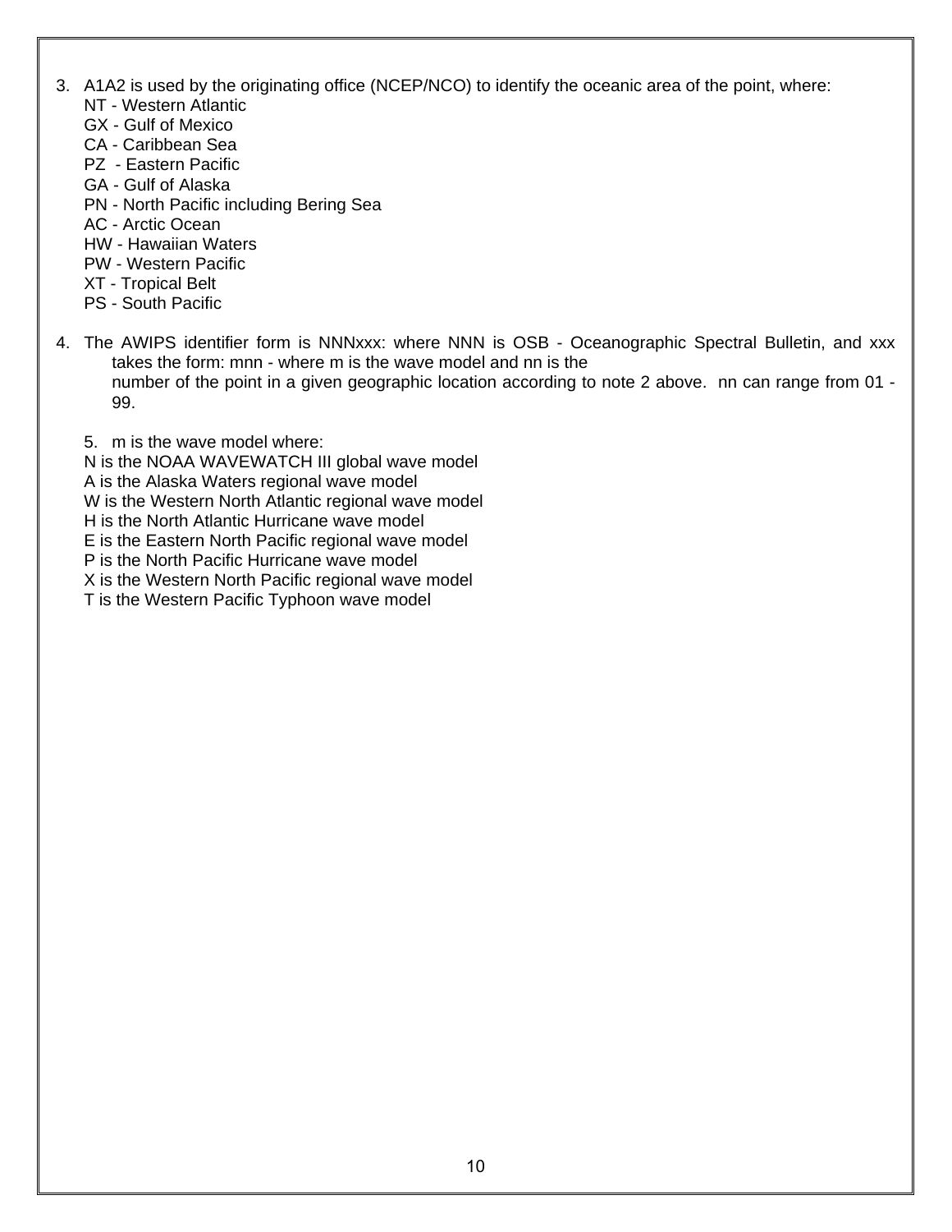3. A1A2 is used by the originating office (NCEP/NCO) to identify the oceanic area of the point, where:
   NT - Western Atlantic
   GX - Gulf of Mexico
   CA - Caribbean Sea
   PZ - Eastern Pacific
   GA - Gulf of Alaska
   PN - North Pacific including Bering Sea
   AC - Arctic Ocean
   HW - Hawaiian Waters
   PW - Western Pacific
   XT - Tropical Belt
   PS - South Pacific

4. The AWIPS identifier form is NNNxxx: where NNN is OSB - Oceanographic Spectral Bulletin, and xxx takes the form: mnn - where m is the wave model and nn is the number of the point in a given geographic location according to note 2 above. nn can range from 01 - 99.

5. m is the wave model where:
   N is the NOAA WAVEWATCH III global wave model
   A is the Alaska Waters regional wave model
   W is the Western North Atlantic regional wave model
   H is the North Atlantic Hurricane wave model
   E is the Eastern North Pacific regional wave model
   P is the North Pacific Hurricane wave model
   X is the Western North Pacific regional wave model
   T is the Western Pacific Typhoon wave model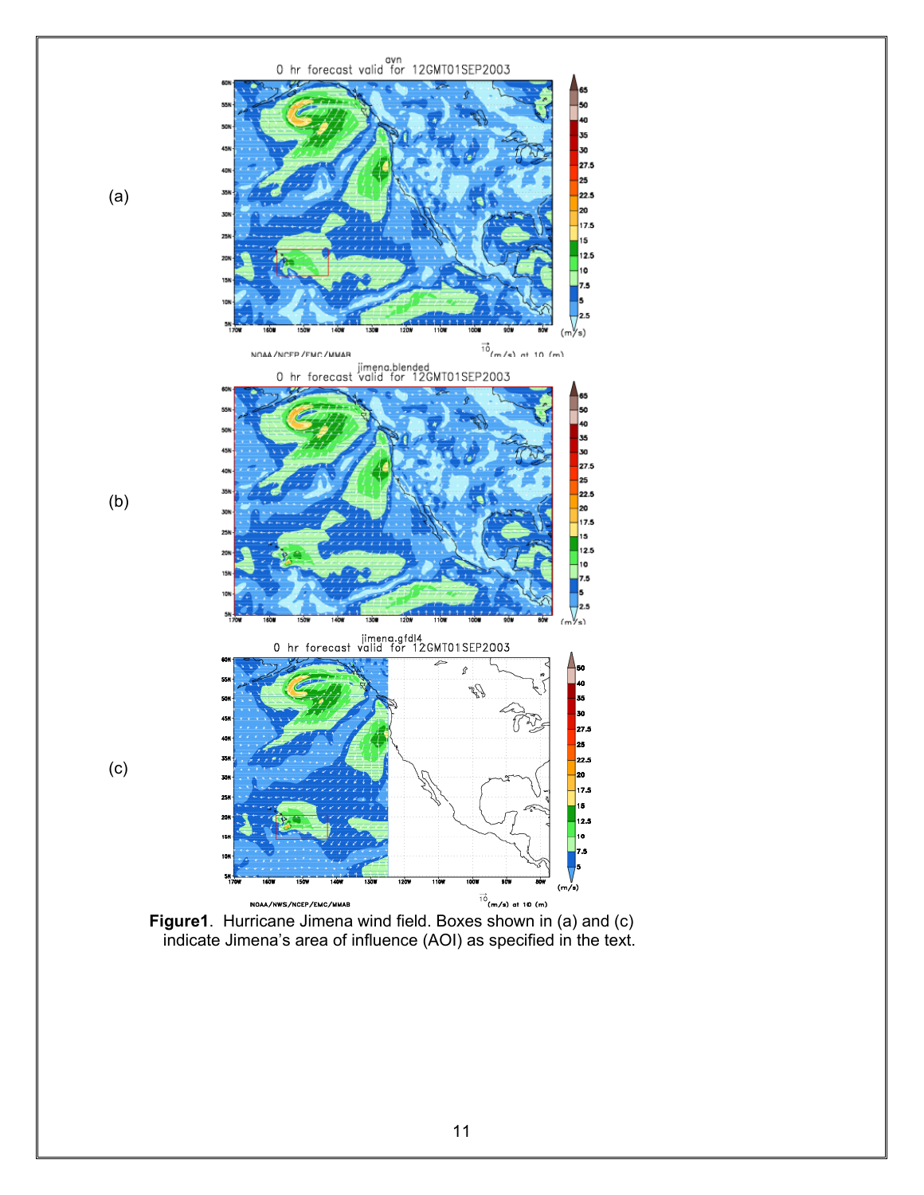(a)

(b)

(c)

**Figure1**. Hurricane Jimena wind field. Boxes shown in (a) and (c) indicate Jimena's area of influence (AOI) as specified in the text.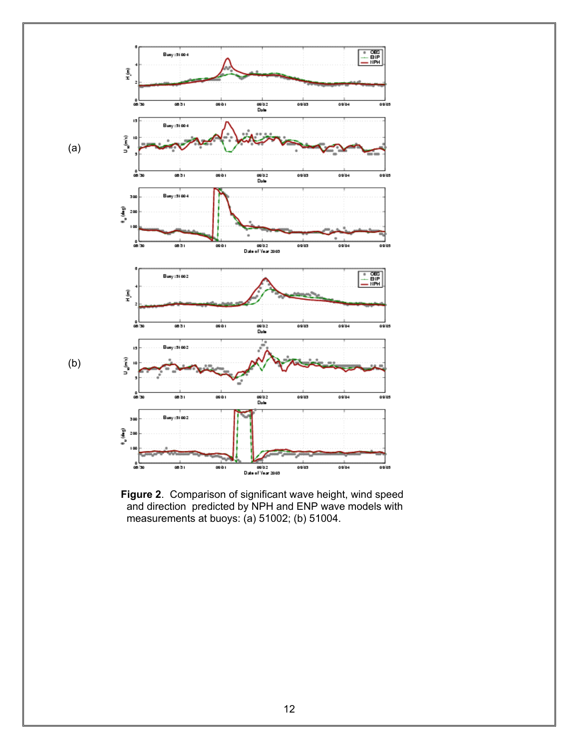(a)

Buoy : 51004

OBS
ENP
NPH

$H_s$(m)

08/30 08/31 09/01 09/02 09/03 09/04 09/05

Date

Buoy : 51004

$U_{10}$(m/s)

08/30 08/31 09/01 09/02 09/03 09/04 09/05

Date

Buoy : 51004

$\theta_u$ (deg)

08/30 08/31 09/01 09/02 09/03 09/04 09/05

Date of Year 2003

(b)

Buoy : 51002

OBS
ENP
NPH

$H_s$(m)

08/30 08/31 09/01 09/02 09/03 09/04 09/05

Date

Buoy : 51002

$U_{10}$(m/s)

08/30 08/31 09/01 09/02 09/03 09/04 09/05

Date

Buoy : 51002

$\theta_u$ (deg)

08/30 08/31 09/01 09/02 09/03 09/04 09/05

Date of Year 2003

**Figure 2**. Comparison of significant wave height, wind speed and direction predicted by NPH and ENP wave models with measurements at buoys: (a) 51002; (b) 51004.